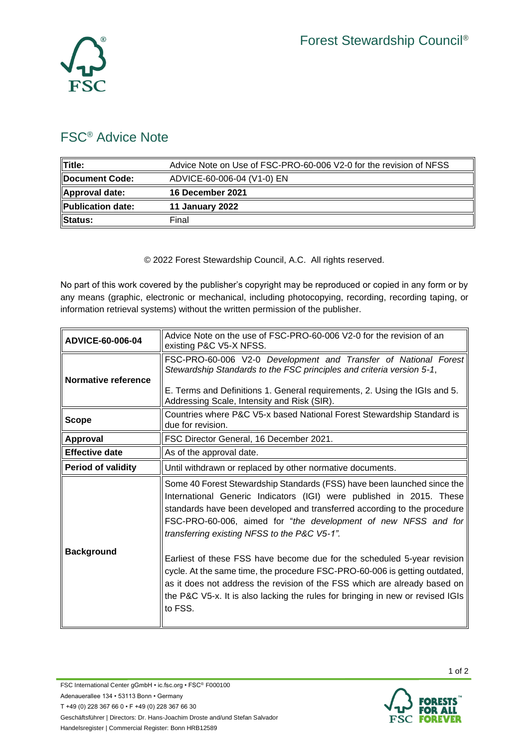Forest Stewardship Council®

# FSC® Advice Note

| | |
|---|---|
| **Title:** | Advice Note on Use of FSC-PRO-60-006 V2-0 for the revision of NFSS |
| **Document Code:** | ADVICE-60-006-04 (V1-0) EN |
| **Approval date:** | **16 December 2021** |
| **Publication date:** | **11 January 2022** |
| **Status:** | Final |

© 2022 Forest Stewardship Council, A.C. All rights reserved.

No part of this work covered by the publisher's copyright may be reproduced or copied in any form or by any means (graphic, electronic or mechanical, including photocopying, recording, recording taping, or information retrieval systems) without the written permission of the publisher.

| | |
|---|---|
| **ADVICE-60-006-04** | Advice Note on the use of FSC-PRO-60-006 V2-0 for the revision of an existing P&C V5-X NFSS. |
| **Normative reference** | FSC-PRO-60-006 V2-0 *Development and Transfer of National Forest Stewardship Standards to the FSC principles and criteria version 5-1*,<br><br>E. Terms and Definitions 1. General requirements, 2. Using the IGIs and 5. Addressing Scale, Intensity and Risk (SIR). |
| **Scope** | Countries where P&C V5-x based National Forest Stewardship Standard is due for revision. |
| **Approval** | FSC Director General, 16 December 2021. |
| **Effective date** | As of the approval date. |
| **Period of validity** | Until withdrawn or replaced by other normative documents. |
| **Background** | Some 40 Forest Stewardship Standards (FSS) have been launched since the International Generic Indicators (IGI) were published in 2015. These standards have been developed and transferred according to the procedure FSC-PRO-60-006, aimed for "*the development of new NFSS and for transferring existing NFSS to the P&C V5-1".*<br><br>Earliest of these FSS have become due for the scheduled 5-year revision cycle. At the same time, the procedure FSC-PRO-60-006 is getting outdated, as it does not address the revision of the FSS which are already based on the P&C V5-x. It is also lacking the rules for bringing in new or revised IGIs to FSS. |

FSC International Center gGmbH • ic.fsc.org • FSC® F000100
Adenauerallee 134 • 53113 Bonn • Germany
T +49 (0) 228 367 66 0 • F +49 (0) 228 367 66 30
Geschäftsführer | Directors: Dr. Hans-Joachim Droste and/und Stefan Salvador
Handelsregister | Commercial Register: Bonn HRB12589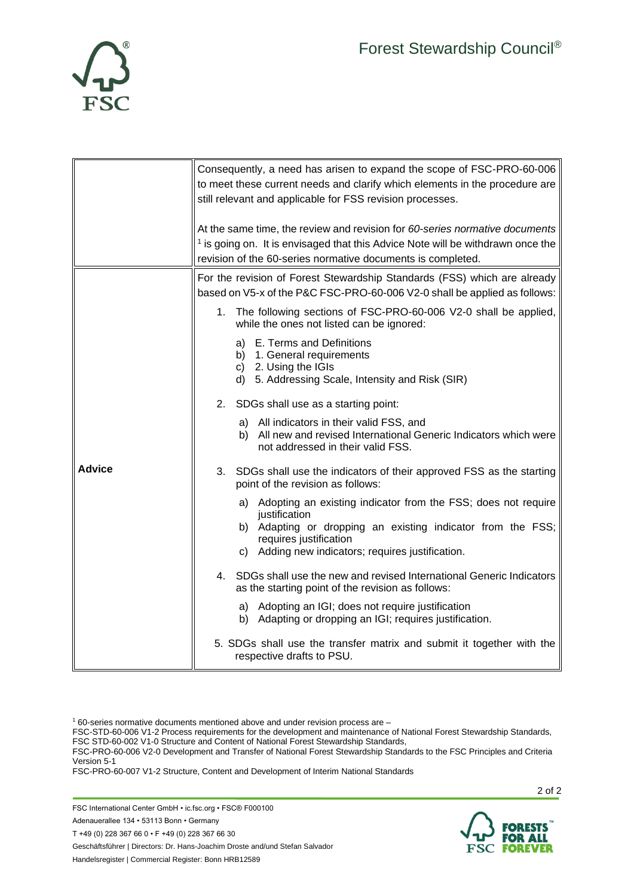| | |
|---|---|
| | Consequently, a need has arisen to expand the scope of FSC-PRO-60-006 to meet these current needs and clarify which elements in the procedure are still relevant and applicable for FSS revision processes.<br><br>At the same time, the review and revision for *60-series normative documents* [1] is going on. It is envisaged that this Advice Note will be withdrawn once the revision of the 60-series normative documents is completed. |
| **Advice** | For the revision of Forest Stewardship Standards (FSS) which are already based on V5-x of the P&C FSC-PRO-60-006 V2-0 shall be applied as follows:<br><br>1. The following sections of FSC-PRO-60-006 V2-0 shall be applied, while the ones not listed can be ignored:<br>a) E. Terms and Definitions<br>b) 1. General requirements<br>c) 2. Using the IGIs<br>d) 5. Addressing Scale, Intensity and Risk (SIR)<br><br>2. SDGs shall use as a starting point:<br>a) All indicators in their valid FSS, and<br>b) All new and revised International Generic Indicators which were not addressed in their valid FSS.<br><br>3. SDGs shall use the indicators of their approved FSS as the starting point of the revision as follows:<br>a) Adopting an existing indicator from the FSS; does not require justification<br>b) Adapting or dropping an existing indicator from the FSS; requires justification<br>c) Adding new indicators; requires justification.<br><br>4. SDGs shall use the new and revised International Generic Indicators as the starting point of the revision as follows:<br>a) Adopting an IGI; does not require justification<br>b) Adapting or dropping an IGI; requires justification.<br><br>5. SDGs shall use the transfer matrix and submit it together with the respective drafts to PSU. |

[1] 60-series normative documents mentioned above and under revision process are –
FSC-STD-60-006 V1-2 Process requirements for the development and maintenance of National Forest Stewardship Standards,
FSC STD-60-002 V1-0 Structure and Content of National Forest Stewardship Standards,
FSC-PRO-60-006 V2-0 Development and Transfer of National Forest Stewardship Standards to the FSC Principles and Criteria Version 5-1
FSC-PRO-60-007 V1-2 Structure, Content and Development of Interim National Standards